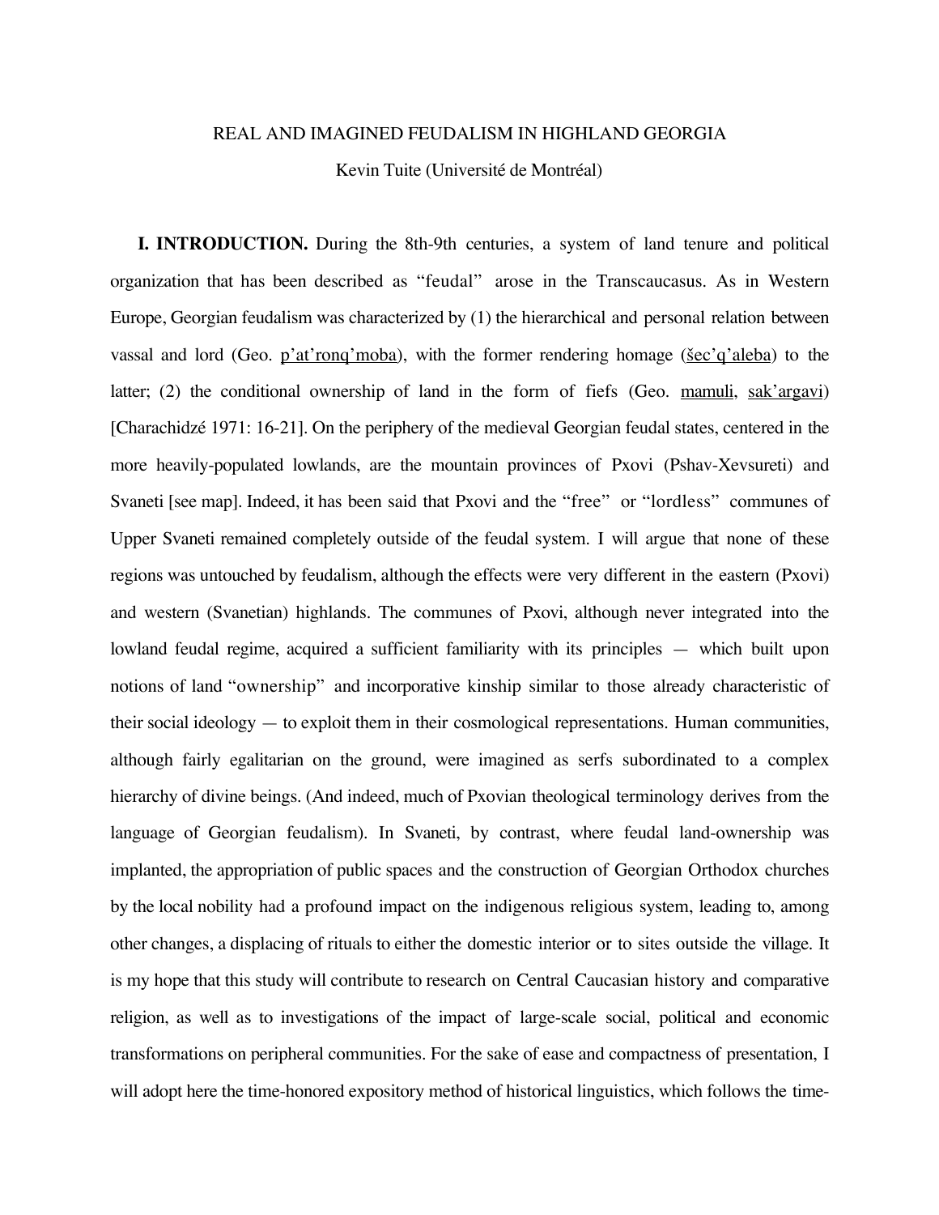# REAL AND IMAGINED FEUDALISM IN HIGHLAND GEORGIA

Kevin Tuite (Université de Montréal)

**I. INTRODUCTION.** During the 8th-9th centuries, a system of land tenure and political organization that has been described as "feudal" arose in the Transcaucasus. As in Western Europe, Georgian feudalism was characterized by (1) the hierarchical and personal relation between vassal and lord (Geo. p'at'ronq'moba), with the former rendering homage (šec'q'aleba) to the latter; (2) the conditional ownership of land in the form of fiefs (Geo. mamuli, sak'argavi) [Charachidzé 1971: 16-21]. On the periphery of the medieval Georgian feudal states, centered in the more heavily-populated lowlands, are the mountain provinces of Pxovi (Pshav-Xevsureti) and Svaneti [see map]. Indeed, it has been said that Pxovi and the "free" or "lordless" communes of Upper Svaneti remained completely outside of the feudal system. I will argue that none of these regions was untouched by feudalism, although the effects were very different in the eastern (Pxovi) and western (Svanetian) highlands. The communes of Pxovi, although never integrated into the lowland feudal regime, acquired a sufficient familiarity with its principles — which built upon notions of land "ownership" and incorporative kinship similar to those already characteristic of their social ideology — to exploit them in their cosmological representations. Human communities, although fairly egalitarian on the ground, were imagined as serfs subordinated to a complex hierarchy of divine beings. (And indeed, much of Pxovian theological terminology derives from the language of Georgian feudalism). In Svaneti, by contrast, where feudal land-ownership was implanted, the appropriation of public spaces and the construction of Georgian Orthodox churches by the local nobility had a profound impact on the indigenous religious system, leading to, among other changes, a displacing of rituals to either the domestic interior or to sites outside the village. It is my hope that this study will contribute to research on Central Caucasian history and comparative religion, as well as to investigations of the impact of large-scale social, political and economic transformations on peripheral communities. For the sake of ease and compactness of presentation, I will adopt here the time-honored expository method of historical linguistics, which follows the time-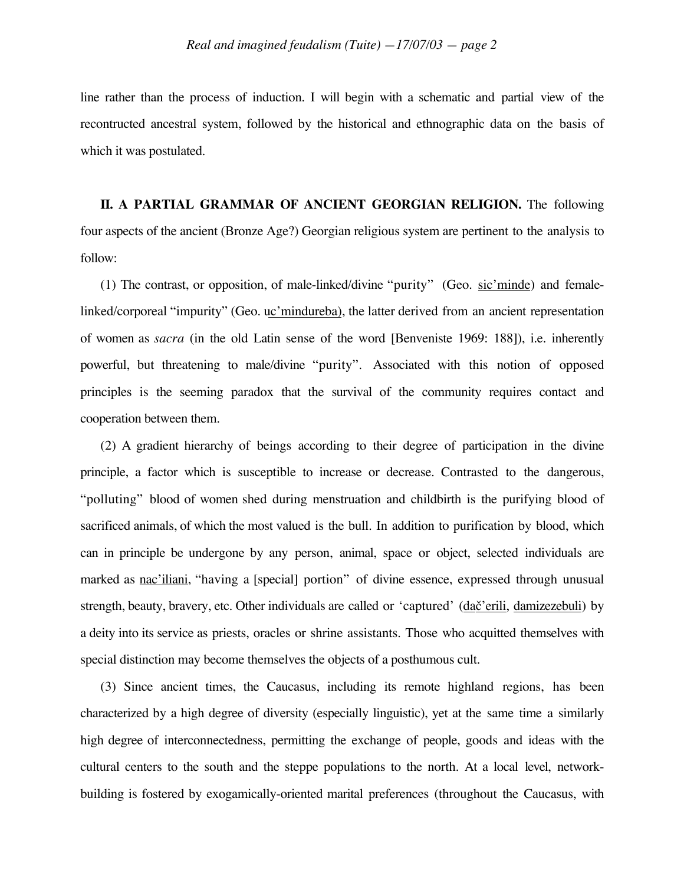line rather than the process of induction. I will begin with a schematic and partial view of the recontructed ancestral system, followed by the historical and ethnographic data on the basis of which it was postulated.

**II. A PARTIAL GRAMMAR OF ANCIENT GEORGIAN RELIGION.** The following four aspects of the ancient (Bronze Age?) Georgian religious system are pertinent to the analysis to follow:

(1) The contrast, or opposition, of male-linked/divine "purity" (Geo. sic'minde) and female-linked/corporeal "impurity" (Geo. uc'mindureba), the latter derived from an ancient representation of women as *sacra* (in the old Latin sense of the word [Benveniste 1969: 188]), i.e. inherently powerful, but threatening to male/divine "purity". Associated with this notion of opposed principles is the seeming paradox that the survival of the community requires contact and cooperation between them.

(2) A gradient hierarchy of beings according to their degree of participation in the divine principle, a factor which is susceptible to increase or decrease. Contrasted to the dangerous, "polluting" blood of women shed during menstruation and childbirth is the purifying blood of sacrificed animals, of which the most valued is the bull. In addition to purification by blood, which can in principle be undergone by any person, animal, space or object, selected individuals are marked as nac'iliani, "having a [special] portion" of divine essence, expressed through unusual strength, beauty, bravery, etc. Other individuals are called or 'captured' (dač'erili, damizezebuli) by a deity into its service as priests, oracles or shrine assistants. Those who acquitted themselves with special distinction may become themselves the objects of a posthumous cult.

(3) Since ancient times, the Caucasus, including its remote highland regions, has been characterized by a high degree of diversity (especially linguistic), yet at the same time a similarly high degree of interconnectedness, permitting the exchange of people, goods and ideas with the cultural centers to the south and the steppe populations to the north. At a local level, network-building is fostered by exogamically-oriented marital preferences (throughout the Caucasus, with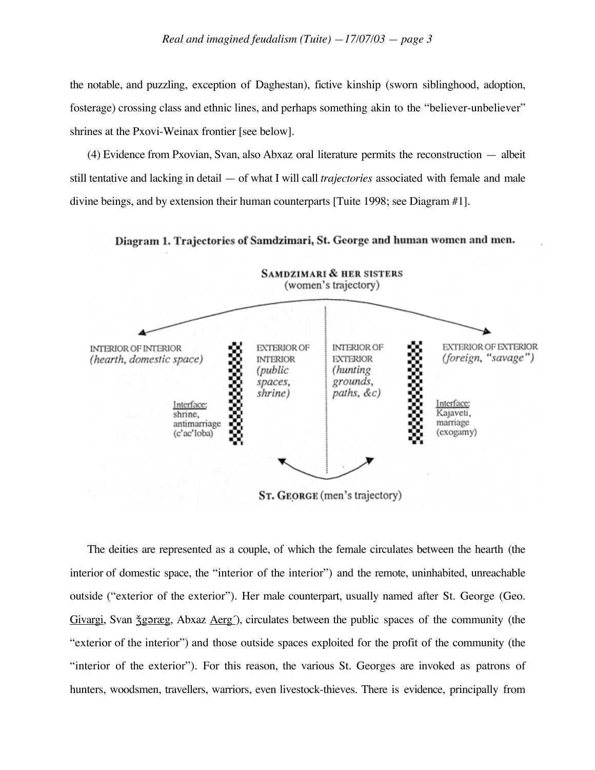the notable, and puzzling, exception of Daghestan), fictive kinship (sworn siblinghood, adoption, fosterage) crossing class and ethnic lines, and perhaps something akin to the "believer-unbeliever" shrines at the Pxovi-Weinax frontier [see below].

(4) Evidence from Pxovian, Svan, also Abxaz oral literature permits the reconstruction — albeit still tentative and lacking in detail — of what I will call *trajectories* associated with female and male divine beings, and by extension their human counterparts [Tuite 1998; see Diagram #1].

**Diagram 1. Trajectories of Samdzimari, St. George and human women and men.**

SAMDZIMARI & HER SISTERS
(women's trajectory)

| INTERIOR OF INTERIOR *(hearth, domestic space)* | | EXTERIOR OF INTERIOR *(public spaces, shrine)* | INTERIOR OF EXTERIOR *(hunting grounds, paths, &c)* | | EXTERIOR OF EXTERIOR *(foreign, "savage")* |
|---|---|---|---|---|---|
| Interface: shrine, antimarriage (c'ac'loba) | | | | | Interface: Kajaveti, marriage (exogamy) |

ST. GEORGE (men's trajectory)

The deities are represented as a couple, of which the female circulates between the hearth (the interior of domestic space, the "interior of the interior") and the remote, uninhabited, unreachable outside ("exterior of the exterior"). Her male counterpart, usually named after St. George (Geo. Givargi, Svan ǯgəræg, Abxaz Aerg´), circulates between the public spaces of the community (the "exterior of the interior") and those outside spaces exploited for the profit of the community (the "interior of the exterior"). For this reason, the various St. Georges are invoked as patrons of hunters, woodsmen, travellers, warriors, even livestock-thieves. There is evidence, principally from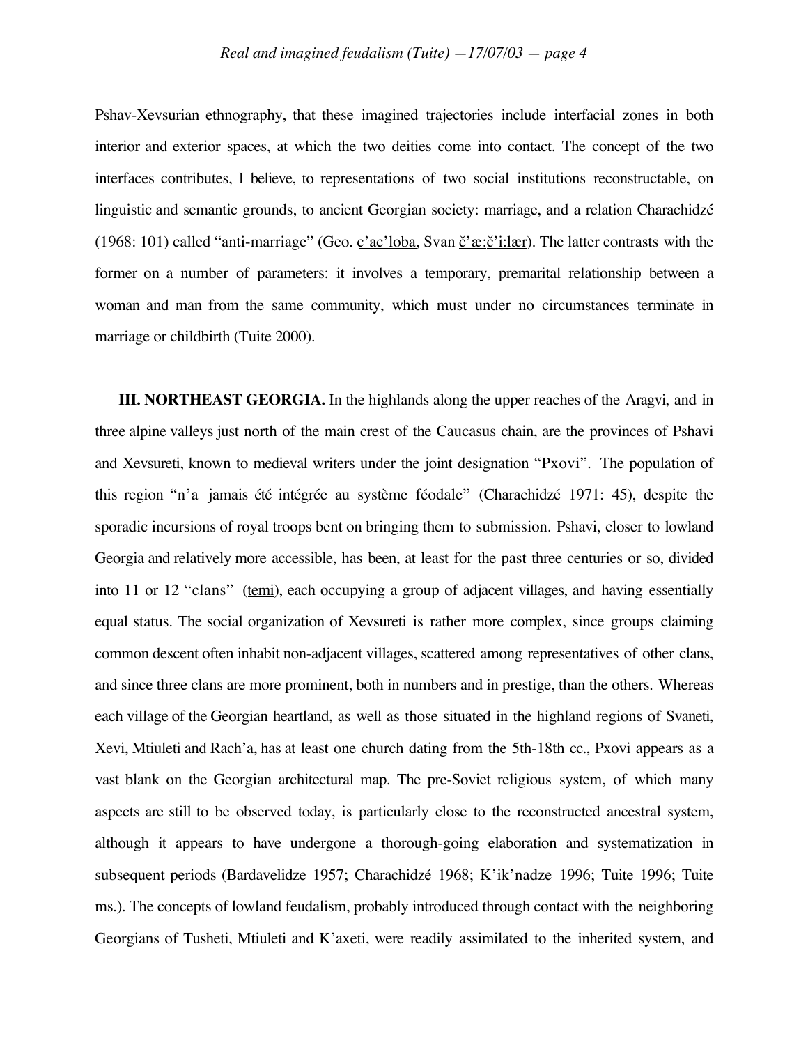Pshav-Xevsurian ethnography, that these imagined trajectories include interfacial zones in both interior and exterior spaces, at which the two deities come into contact. The concept of the two interfaces contributes, I believe, to representations of two social institutions reconstructable, on linguistic and semantic grounds, to ancient Georgian society: marriage, and a relation Charachidzé (1968: 101) called "anti-marriage" (Geo. <u>c'ac'loba</u>, Svan <u>č'æ:č'i:lær</u>). The latter contrasts with the former on a number of parameters: it involves a temporary, premarital relationship between a woman and man from the same community, which must under no circumstances terminate in marriage or childbirth (Tuite 2000).

**III. NORTHEAST GEORGIA.** In the highlands along the upper reaches of the Aragvi, and in three alpine valleys just north of the main crest of the Caucasus chain, are the provinces of Pshavi and Xevsureti, known to medieval writers under the joint designation "Pxovi". The population of this region "n'a jamais été intégrée au système féodale" (Charachidzé 1971: 45), despite the sporadic incursions of royal troops bent on bringing them to submission. Pshavi, closer to lowland Georgia and relatively more accessible, has been, at least for the past three centuries or so, divided into 11 or 12 "clans" (<u>temi</u>), each occupying a group of adjacent villages, and having essentially equal status. The social organization of Xevsureti is rather more complex, since groups claiming common descent often inhabit non-adjacent villages, scattered among representatives of other clans, and since three clans are more prominent, both in numbers and in prestige, than the others. Whereas each village of the Georgian heartland, as well as those situated in the highland regions of Svaneti, Xevi, Mtiuleti and Rach'a, has at least one church dating from the 5th-18th cc., Pxovi appears as a vast blank on the Georgian architectural map. The pre-Soviet religious system, of which many aspects are still to be observed today, is particularly close to the reconstructed ancestral system, although it appears to have undergone a thorough-going elaboration and systematization in subsequent periods (Bardavelidze 1957; Charachidzé 1968; K'ik'nadze 1996; Tuite 1996; Tuite ms.). The concepts of lowland feudalism, probably introduced through contact with the neighboring Georgians of Tusheti, Mtiuleti and K'axeti, were readily assimilated to the inherited system, and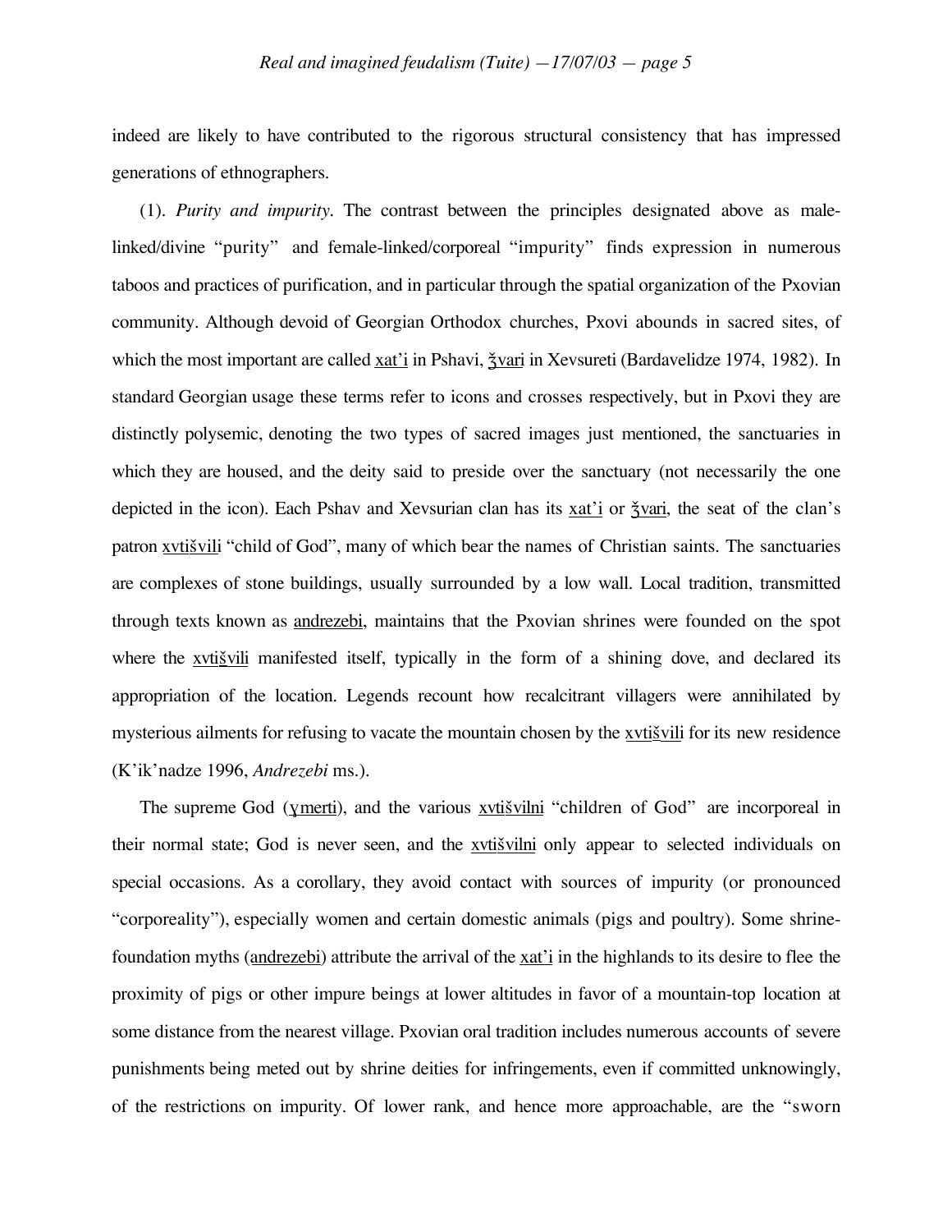indeed are likely to have contributed to the rigorous structural consistency that has impressed generations of ethnographers.

(1). *Purity and impurity.* The contrast between the principles designated above as male-linked/divine "purity" and female-linked/corporeal "impurity" finds expression in numerous taboos and practices of purification, and in particular through the spatial organization of the Pxovian community. Although devoid of Georgian Orthodox churches, Pxovi abounds in sacred sites, of which the most important are called <u>xat'i</u> in Pshavi, <u>ǯvari</u> in Xevsureti (Bardavelidze 1974, 1982). In standard Georgian usage these terms refer to icons and crosses respectively, but in Pxovi they are distinctly polysemic, denoting the two types of sacred images just mentioned, the sanctuaries in which they are housed, and the deity said to preside over the sanctuary (not necessarily the one depicted in the icon). Each Pshav and Xevsurian clan has its <u>xat'i</u> or <u>ǯvari</u>, the seat of the clan's patron <u>xvtišvili</u> "child of God", many of which bear the names of Christian saints. The sanctuaries are complexes of stone buildings, usually surrounded by a low wall. Local tradition, transmitted through texts known as <u>andrezebi</u>, maintains that the Pxovian shrines were founded on the spot where the <u>xvtišvili</u> manifested itself, typically in the form of a shining dove, and declared its appropriation of the location. Legends recount how recalcitrant villagers were annihilated by mysterious ailments for refusing to vacate the mountain chosen by the <u>xvtišvili</u> for its new residence (K'ik'nadze 1996, *Andrezebi* ms.).

The supreme God (<u>ɣmerti</u>), and the various <u>xvtišvilni</u> "children of God" are incorporeal in their normal state; God is never seen, and the <u>xvtišvilni</u> only appear to selected individuals on special occasions. As a corollary, they avoid contact with sources of impurity (or pronounced "corporeality"), especially women and certain domestic animals (pigs and poultry). Some shrine-foundation myths (<u>andrezebi</u>) attribute the arrival of the <u>xat'i</u> in the highlands to its desire to flee the proximity of pigs or other impure beings at lower altitudes in favor of a mountain-top location at some distance from the nearest village. Pxovian oral tradition includes numerous accounts of severe punishments being meted out by shrine deities for infringements, even if committed unknowingly, of the restrictions on impurity. Of lower rank, and hence more approachable, are the "sworn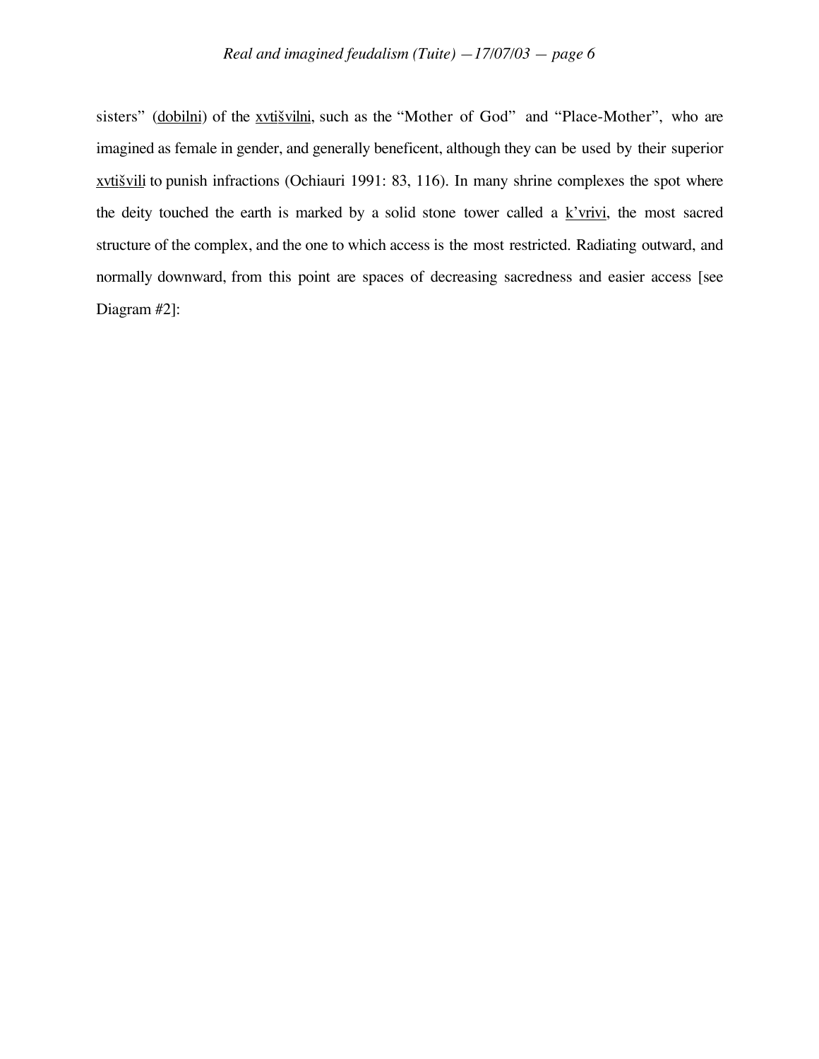sisters" (dobilni) of the xvtišvilni, such as the "Mother of God" and "Place-Mother", who are imagined as female in gender, and generally beneficent, although they can be used by their superior xvtišvili to punish infractions (Ochiauri 1991: 83, 116). In many shrine complexes the spot where the deity touched the earth is marked by a solid stone tower called a k'vrivi, the most sacred structure of the complex, and the one to which access is the most restricted. Radiating outward, and normally downward, from this point are spaces of decreasing sacredness and easier access [see Diagram #2]: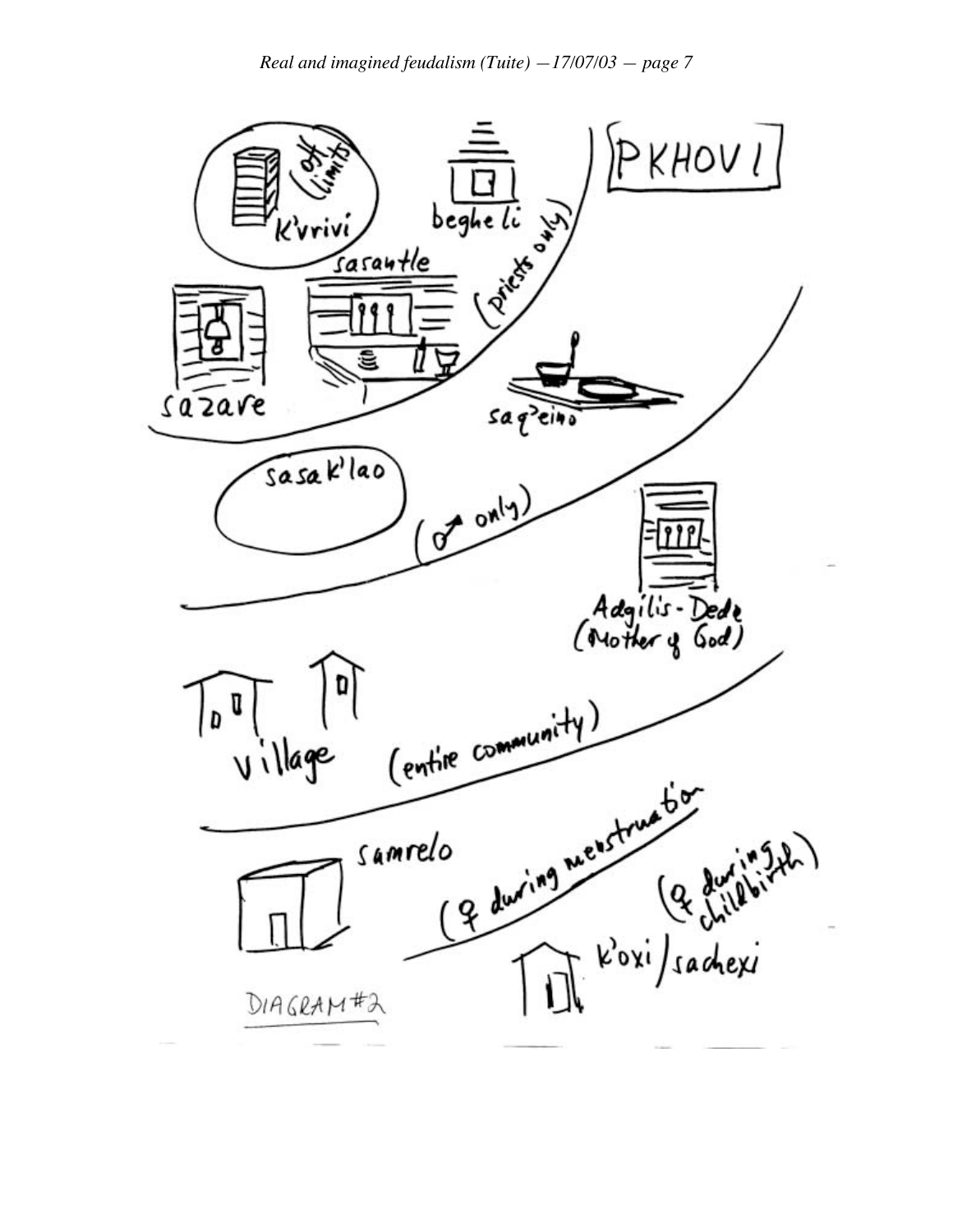PKHOVI

K'vrivi (off limits)

begheli

(priests only)

sasantle

sazare

saq'eino

sasak'lao

(♂ only)

Adgilis-Dede (Mother of God)

village

(entire community)

samrelo

(♀ during menstruation)

(♀ during childbirth)

k'oxi/sachexi

DIAGRAM #2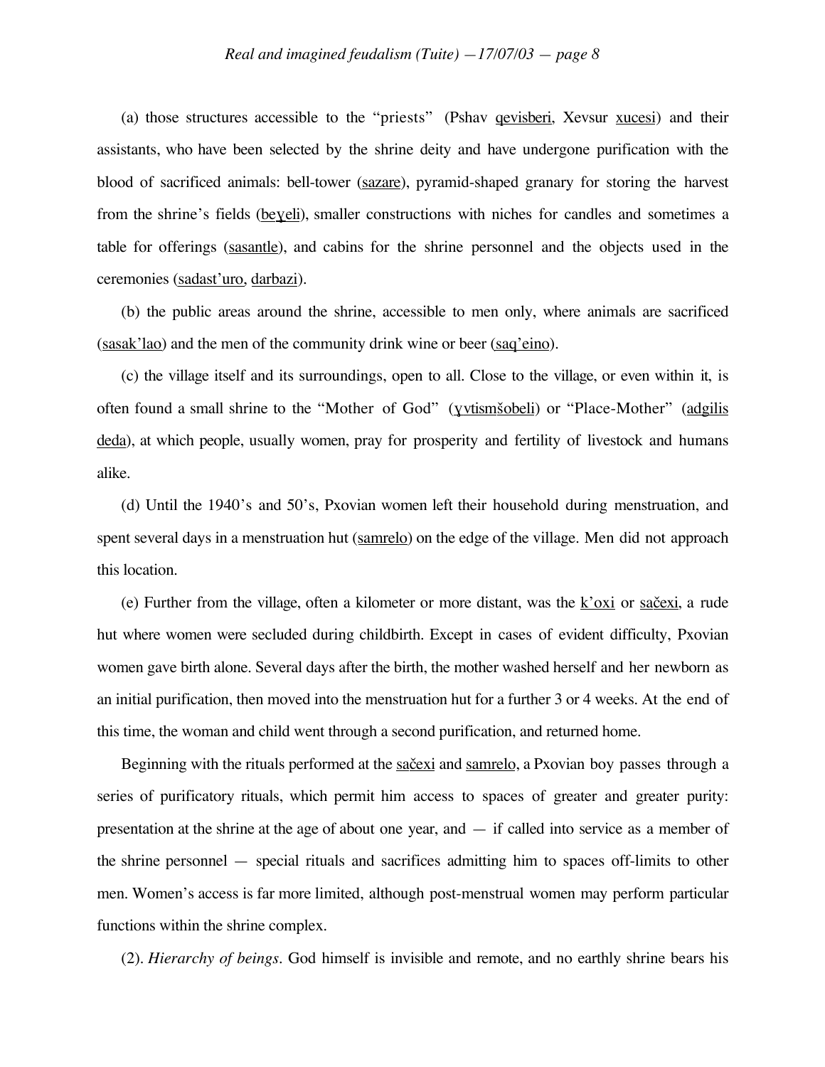(a) those structures accessible to the "priests" (Pshav qevisberi, Xevsur xucesi) and their assistants, who have been selected by the shrine deity and have undergone purification with the blood of sacrificed animals: bell-tower (sazare), pyramid-shaped granary for storing the harvest from the shrine's fields (beɣeli), smaller constructions with niches for candles and sometimes a table for offerings (sasantle), and cabins for the shrine personnel and the objects used in the ceremonies (sadast'uro, darbazi).

(b) the public areas around the shrine, accessible to men only, where animals are sacrificed (sasak'lao) and the men of the community drink wine or beer (saq'eino).

(c) the village itself and its surroundings, open to all. Close to the village, or even within it, is often found a small shrine to the "Mother of God" (ɣvtismšobeli) or "Place-Mother" (adgilis deda), at which people, usually women, pray for prosperity and fertility of livestock and humans alike.

(d) Until the 1940's and 50's, Pxovian women left their household during menstruation, and spent several days in a menstruation hut (samrelo) on the edge of the village. Men did not approach this location.

(e) Further from the village, often a kilometer or more distant, was the k'oxi or sačexi, a rude hut where women were secluded during childbirth. Except in cases of evident difficulty, Pxovian women gave birth alone. Several days after the birth, the mother washed herself and her newborn as an initial purification, then moved into the menstruation hut for a further 3 or 4 weeks. At the end of this time, the woman and child went through a second purification, and returned home.

Beginning with the rituals performed at the sačexi and samrelo, a Pxovian boy passes through a series of purificatory rituals, which permit him access to spaces of greater and greater purity: presentation at the shrine at the age of about one year, and — if called into service as a member of the shrine personnel — special rituals and sacrifices admitting him to spaces off-limits to other men. Women's access is far more limited, although post-menstrual women may perform particular functions within the shrine complex.

(2). *Hierarchy of beings*. God himself is invisible and remote, and no earthly shrine bears his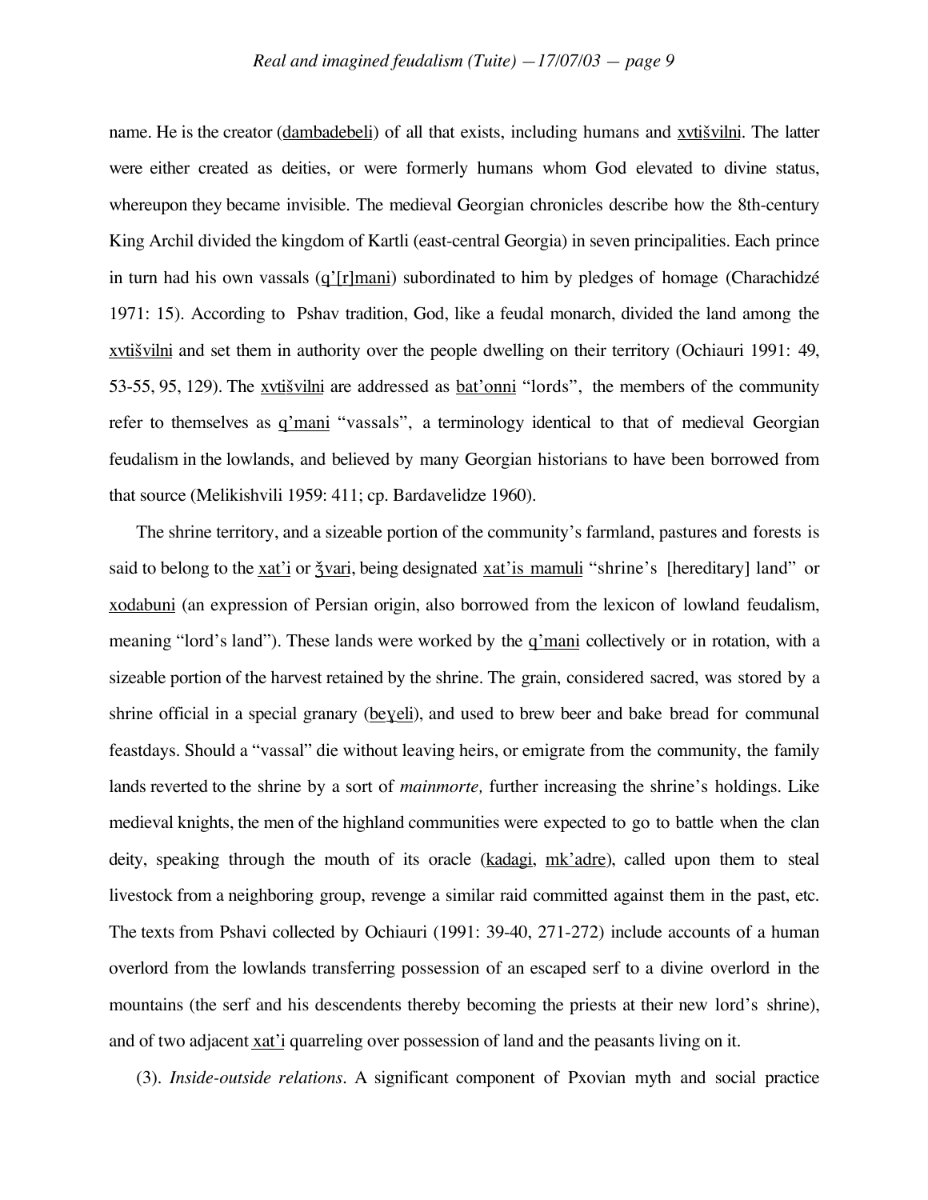name. He is the creator (dambadebeli) of all that exists, including humans and xvtišvilni. The latter were either created as deities, or were formerly humans whom God elevated to divine status, whereupon they became invisible. The medieval Georgian chronicles describe how the 8th-century King Archil divided the kingdom of Kartli (east-central Georgia) in seven principalities. Each prince in turn had his own vassals (q'[r]mani) subordinated to him by pledges of homage (Charachidzé 1971: 15). According to Pshav tradition, God, like a feudal monarch, divided the land among the xvtišvilni and set them in authority over the people dwelling on their territory (Ochiauri 1991: 49, 53-55, 95, 129). The xvtišvilni are addressed as bat'onni "lords", the members of the community refer to themselves as q'mani "vassals", a terminology identical to that of medieval Georgian feudalism in the lowlands, and believed by many Georgian historians to have been borrowed from that source (Melikishvili 1959: 411; cp. Bardavelidze 1960).

The shrine territory, and a sizeable portion of the community's farmland, pastures and forests is said to belong to the xat'i or ǯvari, being designated xat'is mamuli "shrine's [hereditary] land" or xodabuni (an expression of Persian origin, also borrowed from the lexicon of lowland feudalism, meaning "lord's land"). These lands were worked by the q'mani collectively or in rotation, with a sizeable portion of the harvest retained by the shrine. The grain, considered sacred, was stored by a shrine official in a special granary (beɣeli), and used to brew beer and bake bread for communal feastdays. Should a "vassal" die without leaving heirs, or emigrate from the community, the family lands reverted to the shrine by a sort of *mainmorte,* further increasing the shrine's holdings. Like medieval knights, the men of the highland communities were expected to go to battle when the clan deity, speaking through the mouth of its oracle (kadagi, mk'adre), called upon them to steal livestock from a neighboring group, revenge a similar raid committed against them in the past, etc. The texts from Pshavi collected by Ochiauri (1991: 39-40, 271-272) include accounts of a human overlord from the lowlands transferring possession of an escaped serf to a divine overlord in the mountains (the serf and his descendents thereby becoming the priests at their new lord's shrine), and of two adjacent xat'i quarreling over possession of land and the peasants living on it.

(3). *Inside-outside relations*. A significant component of Pxovian myth and social practice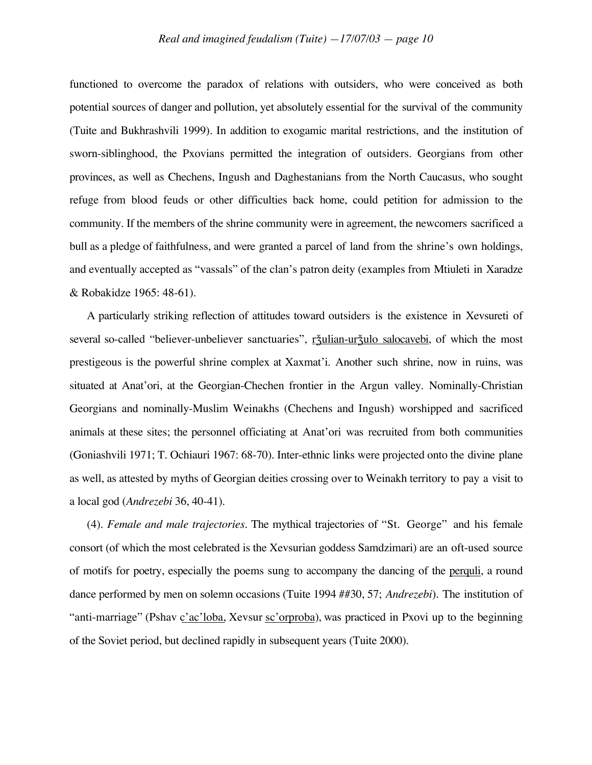functioned to overcome the paradox of relations with outsiders, who were conceived as both potential sources of danger and pollution, yet absolutely essential for the survival of the community (Tuite and Bukhrashvili 1999). In addition to exogamic marital restrictions, and the institution of sworn-siblinghood, the Pxovians permitted the integration of outsiders. Georgians from other provinces, as well as Chechens, Ingush and Daghestanians from the North Caucasus, who sought refuge from blood feuds or other difficulties back home, could petition for admission to the community. If the members of the shrine community were in agreement, the newcomers sacrificed a bull as a pledge of faithfulness, and were granted a parcel of land from the shrine's own holdings, and eventually accepted as "vassals" of the clan's patron deity (examples from Mtiuleti in Xaradze & Robakidze 1965: 48-61).

A particularly striking reflection of attitudes toward outsiders is the existence in Xevsureti of several so-called "believer-unbeliever sanctuaries", rʒulian-urʒulo salocavebi, of which the most prestigeous is the powerful shrine complex at Xaxmat'i. Another such shrine, now in ruins, was situated at Anat'ori, at the Georgian-Chechen frontier in the Argun valley. Nominally-Christian Georgians and nominally-Muslim Weinakhs (Chechens and Ingush) worshipped and sacrificed animals at these sites; the personnel officiating at Anat'ori was recruited from both communities (Goniashvili 1971; T. Ochiauri 1967: 68-70). Inter-ethnic links were projected onto the divine plane as well, as attested by myths of Georgian deities crossing over to Weinakh territory to pay a visit to a local god (*Andrezebi* 36, 40-41).

(4). *Female and male trajectories*. The mythical trajectories of "St. George" and his female consort (of which the most celebrated is the Xevsurian goddess Samdzimari) are an oft-used source of motifs for poetry, especially the poems sung to accompany the dancing of the perquli, a round dance performed by men on solemn occasions (Tuite 1994 ##30, 57; *Andrezebi*). The institution of "anti-marriage" (Pshav c'ac'loba, Xevsur sc'orproba), was practiced in Pxovi up to the beginning of the Soviet period, but declined rapidly in subsequent years (Tuite 2000).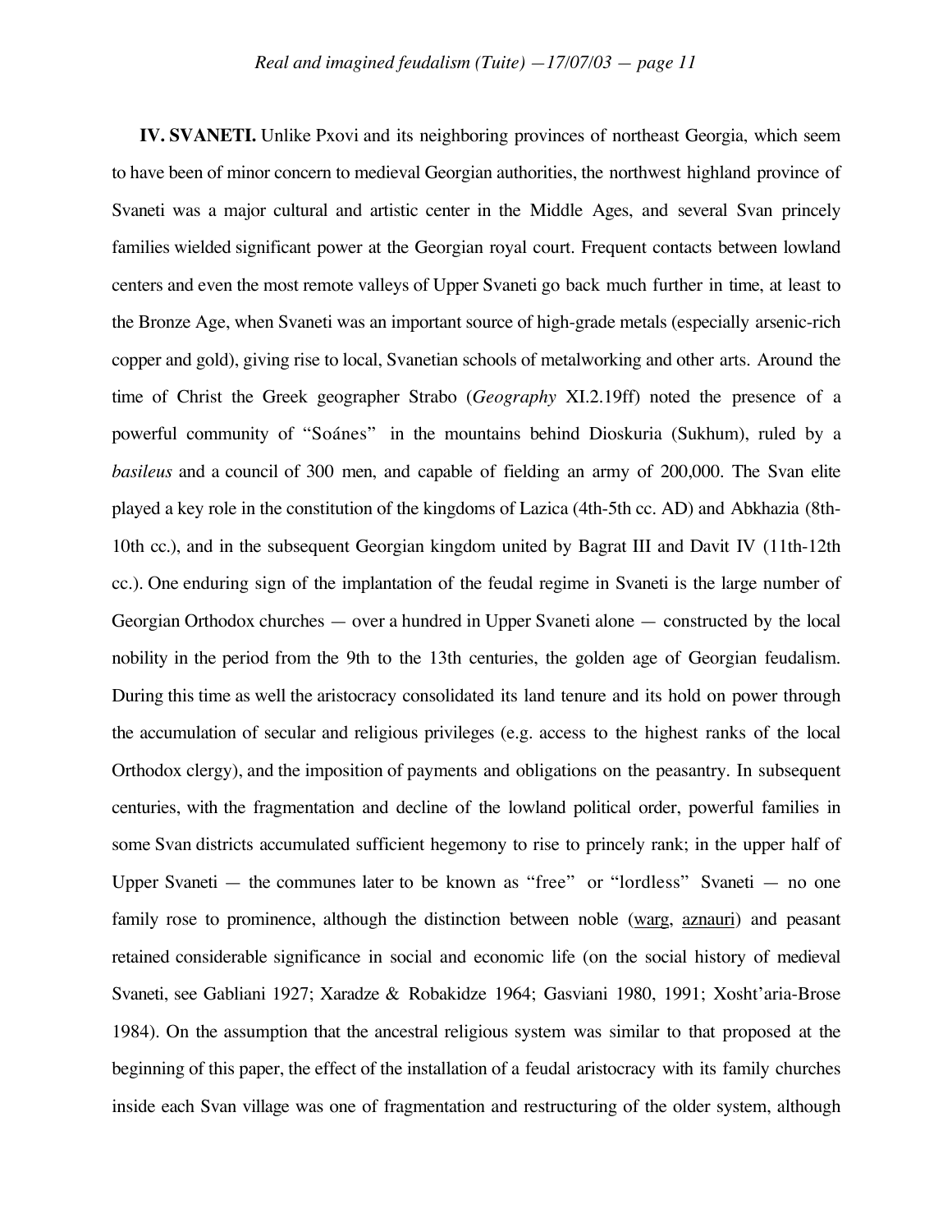**IV. SVANETI.** Unlike Pxovi and its neighboring provinces of northeast Georgia, which seem to have been of minor concern to medieval Georgian authorities, the northwest highland province of Svaneti was a major cultural and artistic center in the Middle Ages, and several Svan princely families wielded significant power at the Georgian royal court. Frequent contacts between lowland centers and even the most remote valleys of Upper Svaneti go back much further in time, at least to the Bronze Age, when Svaneti was an important source of high-grade metals (especially arsenic-rich copper and gold), giving rise to local, Svanetian schools of metalworking and other arts. Around the time of Christ the Greek geographer Strabo (*Geography* XI.2.19ff) noted the presence of a powerful community of "Soánes" in the mountains behind Dioskuria (Sukhum), ruled by a *basileus* and a council of 300 men, and capable of fielding an army of 200,000. The Svan elite played a key role in the constitution of the kingdoms of Lazica (4th-5th cc. AD) and Abkhazia (8th-10th cc.), and in the subsequent Georgian kingdom united by Bagrat III and Davit IV (11th-12th cc.). One enduring sign of the implantation of the feudal regime in Svaneti is the large number of Georgian Orthodox churches — over a hundred in Upper Svaneti alone — constructed by the local nobility in the period from the 9th to the 13th centuries, the golden age of Georgian feudalism. During this time as well the aristocracy consolidated its land tenure and its hold on power through the accumulation of secular and religious privileges (e.g. access to the highest ranks of the local Orthodox clergy), and the imposition of payments and obligations on the peasantry. In subsequent centuries, with the fragmentation and decline of the lowland political order, powerful families in some Svan districts accumulated sufficient hegemony to rise to princely rank; in the upper half of Upper Svaneti — the communes later to be known as "free" or "lordless" Svaneti — no one family rose to prominence, although the distinction between noble (warg, aznauri) and peasant retained considerable significance in social and economic life (on the social history of medieval Svaneti, see Gabliani 1927; Xaradze & Robakidze 1964; Gasviani 1980, 1991; Xosht'aria-Brose 1984). On the assumption that the ancestral religious system was similar to that proposed at the beginning of this paper, the effect of the installation of a feudal aristocracy with its family churches inside each Svan village was one of fragmentation and restructuring of the older system, although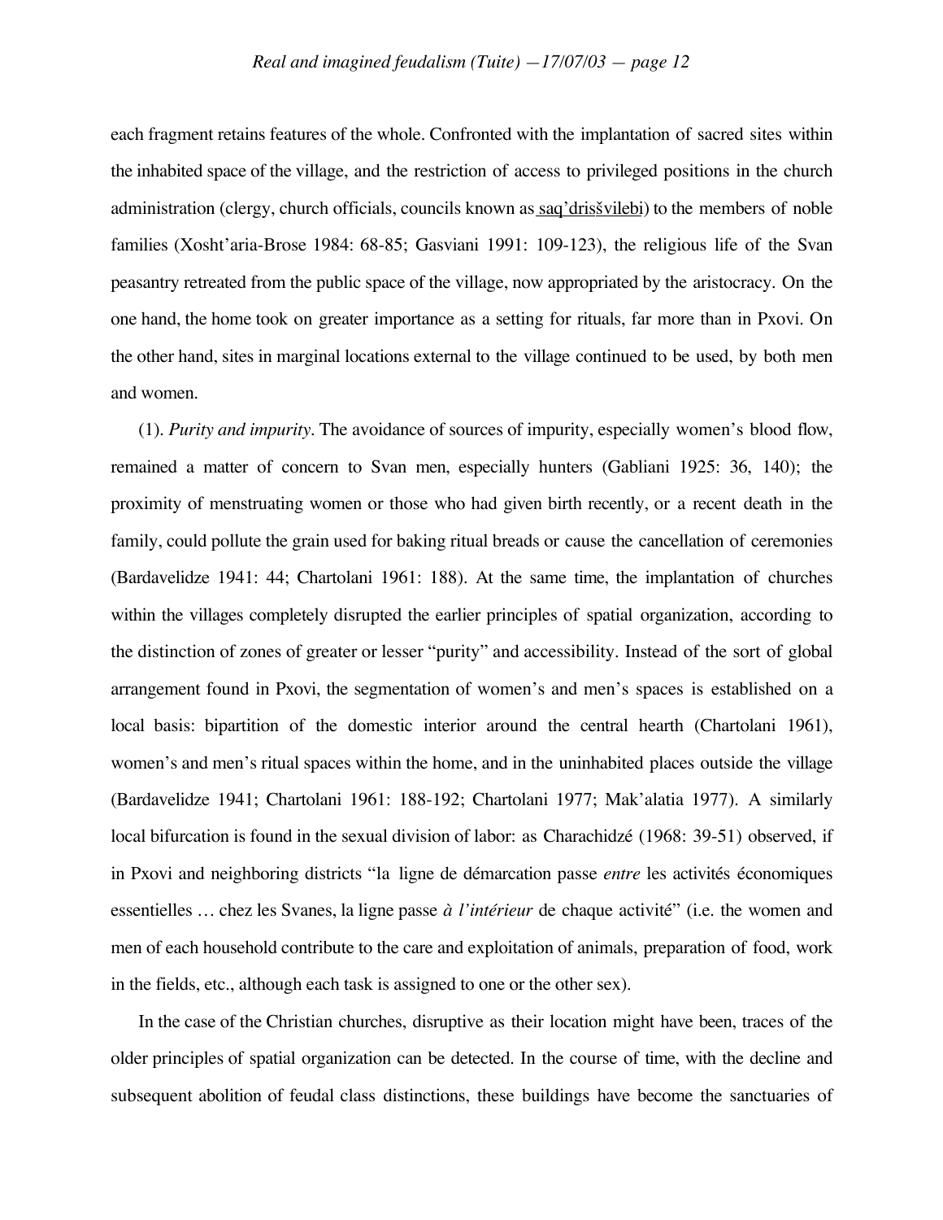each fragment retains features of the whole. Confronted with the implantation of sacred sites within the inhabited space of the village, and the restriction of access to privileged positions in the church administration (clergy, church officials, councils known as saq'drisšvilebi) to the members of noble families (Xosht'aria-Brose 1984: 68-85; Gasviani 1991: 109-123), the religious life of the Svan peasantry retreated from the public space of the village, now appropriated by the aristocracy. On the one hand, the home took on greater importance as a setting for rituals, far more than in Pxovi. On the other hand, sites in marginal locations external to the village continued to be used, by both men and women.

(1). *Purity and impurity*. The avoidance of sources of impurity, especially women's blood flow, remained a matter of concern to Svan men, especially hunters (Gabliani 1925: 36, 140); the proximity of menstruating women or those who had given birth recently, or a recent death in the family, could pollute the grain used for baking ritual breads or cause the cancellation of ceremonies (Bardavelidze 1941: 44; Chartolani 1961: 188). At the same time, the implantation of churches within the villages completely disrupted the earlier principles of spatial organization, according to the distinction of zones of greater or lesser "purity" and accessibility. Instead of the sort of global arrangement found in Pxovi, the segmentation of women's and men's spaces is established on a local basis: bipartition of the domestic interior around the central hearth (Chartolani 1961), women's and men's ritual spaces within the home, and in the uninhabited places outside the village (Bardavelidze 1941; Chartolani 1961: 188-192; Chartolani 1977; Mak'alatia 1977). A similarly local bifurcation is found in the sexual division of labor: as Charachidzé (1968: 39-51) observed, if in Pxovi and neighboring districts "la ligne de démarcation passe *entre* les activités économiques essentielles … chez les Svanes, la ligne passe *à l'intérieur* de chaque activité" (i.e. the women and men of each household contribute to the care and exploitation of animals, preparation of food, work in the fields, etc., although each task is assigned to one or the other sex).

In the case of the Christian churches, disruptive as their location might have been, traces of the older principles of spatial organization can be detected. In the course of time, with the decline and subsequent abolition of feudal class distinctions, these buildings have become the sanctuaries of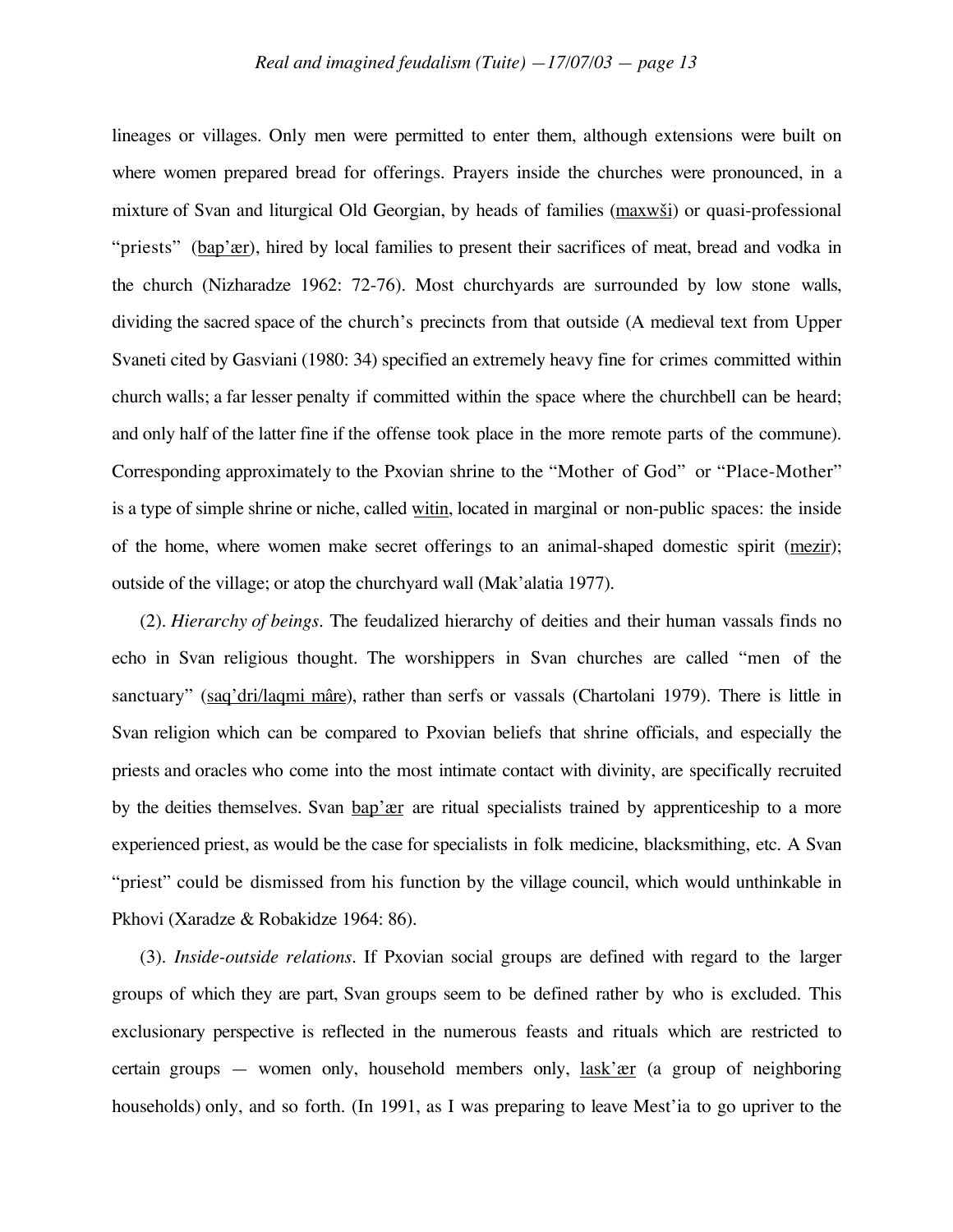lineages or villages. Only men were permitted to enter them, although extensions were built on where women prepared bread for offerings. Prayers inside the churches were pronounced, in a mixture of Svan and liturgical Old Georgian, by heads of families (maxwši) or quasi-professional "priests" (bap'ær), hired by local families to present their sacrifices of meat, bread and vodka in the church (Nizharadze 1962: 72-76). Most churchyards are surrounded by low stone walls, dividing the sacred space of the church's precincts from that outside (A medieval text from Upper Svaneti cited by Gasviani (1980: 34) specified an extremely heavy fine for crimes committed within church walls; a far lesser penalty if committed within the space where the churchbell can be heard; and only half of the latter fine if the offense took place in the more remote parts of the commune). Corresponding approximately to the Pxovian shrine to the "Mother of God" or "Place-Mother" is a type of simple shrine or niche, called witin, located in marginal or non-public spaces: the inside of the home, where women make secret offerings to an animal-shaped domestic spirit (mezir); outside of the village; or atop the churchyard wall (Mak'alatia 1977).

(2). *Hierarchy of beings*. The feudalized hierarchy of deities and their human vassals finds no echo in Svan religious thought. The worshippers in Svan churches are called "men of the sanctuary" (saq'dri/laqmi mâre), rather than serfs or vassals (Chartolani 1979). There is little in Svan religion which can be compared to Pxovian beliefs that shrine officials, and especially the priests and oracles who come into the most intimate contact with divinity, are specifically recruited by the deities themselves. Svan bap'ær are ritual specialists trained by apprenticeship to a more experienced priest, as would be the case for specialists in folk medicine, blacksmithing, etc. A Svan "priest" could be dismissed from his function by the village council, which would unthinkable in Pkhovi (Xaradze & Robakidze 1964: 86).

(3). *Inside-outside relations*. If Pxovian social groups are defined with regard to the larger groups of which they are part, Svan groups seem to be defined rather by who is excluded. This exclusionary perspective is reflected in the numerous feasts and rituals which are restricted to certain groups — women only, household members only, lask'ær (a group of neighboring households) only, and so forth. (In 1991, as I was preparing to leave Mest'ia to go upriver to the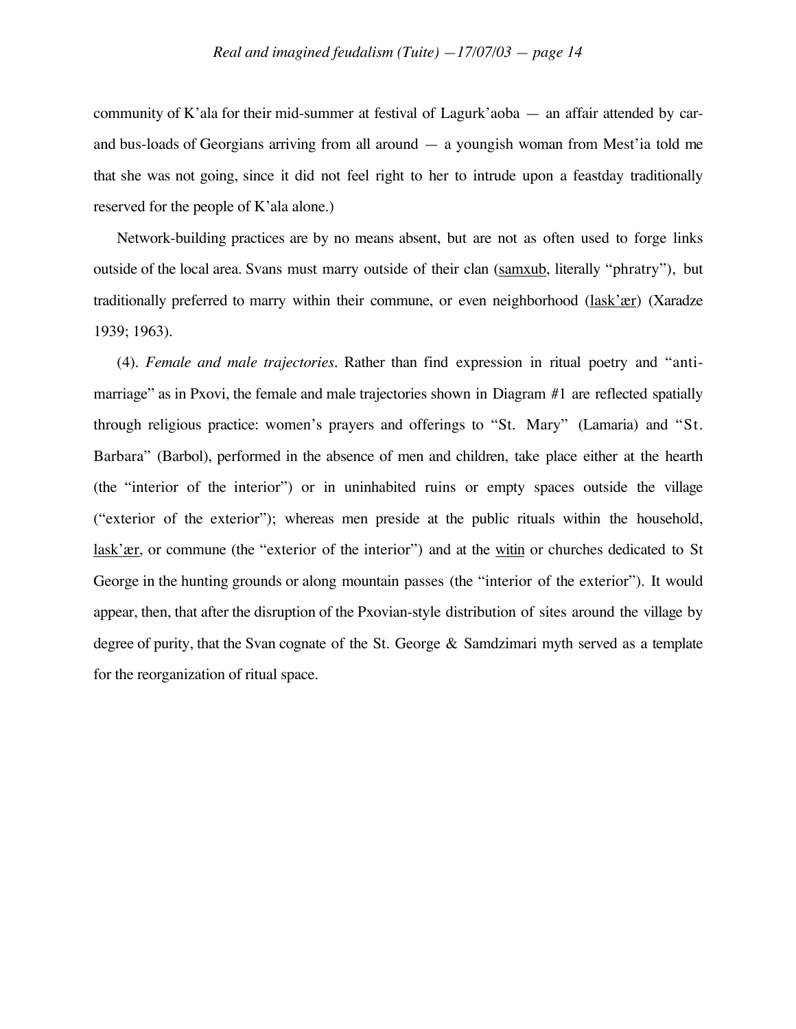community of K'ala for their mid-summer at festival of Lagurk'aoba — an affair attended by car- and bus-loads of Georgians arriving from all around — a youngish woman from Mest'ia told me that she was not going, since it did not feel right to her to intrude upon a feastday traditionally reserved for the people of K'ala alone.)

Network-building practices are by no means absent, but are not as often used to forge links outside of the local area. Svans must marry outside of their clan (<u>samxub</u>, literally "phratry"), but traditionally preferred to marry within their commune, or even neighborhood (<u>lask'ær</u>) (Xaradze 1939; 1963).

(4). *Female and male trajectories*. Rather than find expression in ritual poetry and "anti-marriage" as in Pxovi, the female and male trajectories shown in Diagram #1 are reflected spatially through religious practice: women's prayers and offerings to "St. Mary" (Lamaria) and "St. Barbara" (Barbol), performed in the absence of men and children, take place either at the hearth (the "interior of the interior") or in uninhabited ruins or empty spaces outside the village ("exterior of the exterior"); whereas men preside at the public rituals within the household, <u>lask'ær</u>, or commune (the "exterior of the interior") and at the <u>witin</u> or churches dedicated to St George in the hunting grounds or along mountain passes (the "interior of the exterior"). It would appear, then, that after the disruption of the Pxovian-style distribution of sites around the village by degree of purity, that the Svan cognate of the St. George & Samdzimari myth served as a template for the reorganization of ritual space.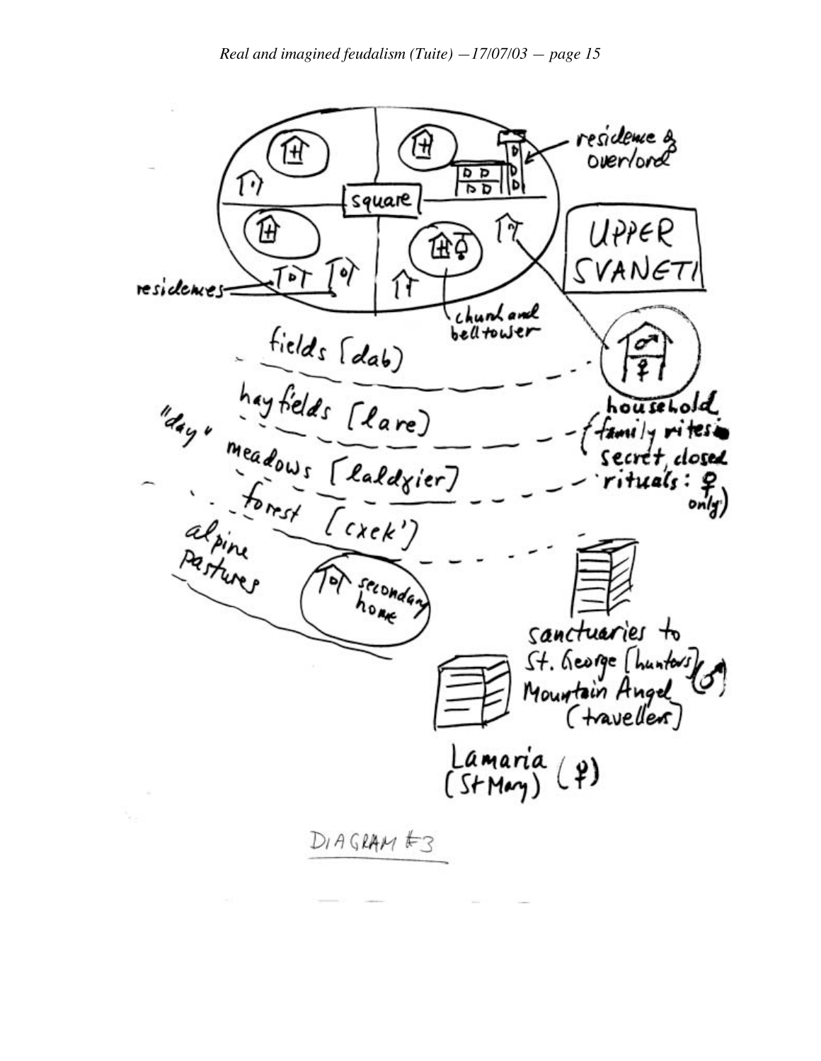residence of overlord

square

UPPER SVANETI

residences

church and belltower

fields [dab]

hayfields [lare]

"day" meadows [laldɣier]

forest [cxek']

alpine pastures

secondary home

household (family rites, secret, closed rituals: ♀ only)

sanctuaries to St. George [hunters] (♂) Mountain Angel (travellers)

Lamaria (St Mary) (♀)

DIAGRAM #3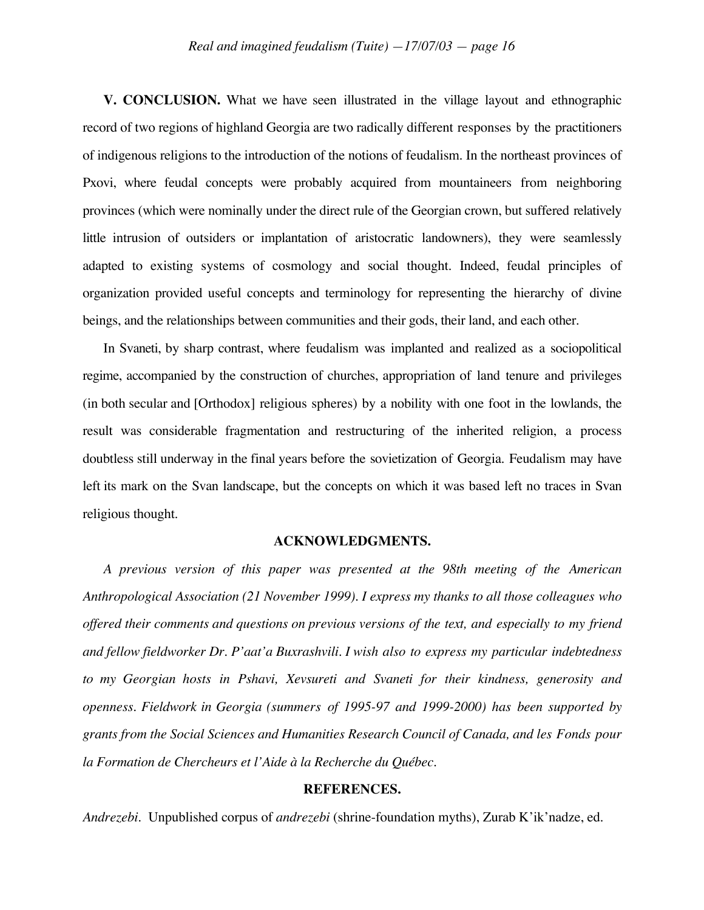**V. CONCLUSION.** What we have seen illustrated in the village layout and ethnographic record of two regions of highland Georgia are two radically different responses by the practitioners of indigenous religions to the introduction of the notions of feudalism. In the northeast provinces of Pxovi, where feudal concepts were probably acquired from mountaineers from neighboring provinces (which were nominally under the direct rule of the Georgian crown, but suffered relatively little intrusion of outsiders or implantation of aristocratic landowners), they were seamlessly adapted to existing systems of cosmology and social thought. Indeed, feudal principles of organization provided useful concepts and terminology for representing the hierarchy of divine beings, and the relationships between communities and their gods, their land, and each other.

In Svaneti, by sharp contrast, where feudalism was implanted and realized as a sociopolitical regime, accompanied by the construction of churches, appropriation of land tenure and privileges (in both secular and [Orthodox] religious spheres) by a nobility with one foot in the lowlands, the result was considerable fragmentation and restructuring of the inherited religion, a process doubtless still underway in the final years before the sovietization of Georgia. Feudalism may have left its mark on the Svan landscape, but the concepts on which it was based left no traces in Svan religious thought.

## ACKNOWLEDGMENTS.

*A previous version of this paper was presented at the 98th meeting of the American Anthropological Association (21 November 1999). I express my thanks to all those colleagues who offered their comments and questions on previous versions of the text, and especially to my friend and fellow fieldworker Dr. P'aat'a Buxrashvili. I wish also to express my particular indebtedness to my Georgian hosts in Pshavi, Xevsureti and Svaneti for their kindness, generosity and openness. Fieldwork in Georgia (summers of 1995-97 and 1999-2000) has been supported by grants from the Social Sciences and Humanities Research Council of Canada, and les Fonds pour la Formation de Chercheurs et l'Aide à la Recherche du Québec.*

## REFERENCES.

*Andrezebi*. Unpublished corpus of *andrezebi* (shrine-foundation myths), Zurab K'ik'nadze, ed.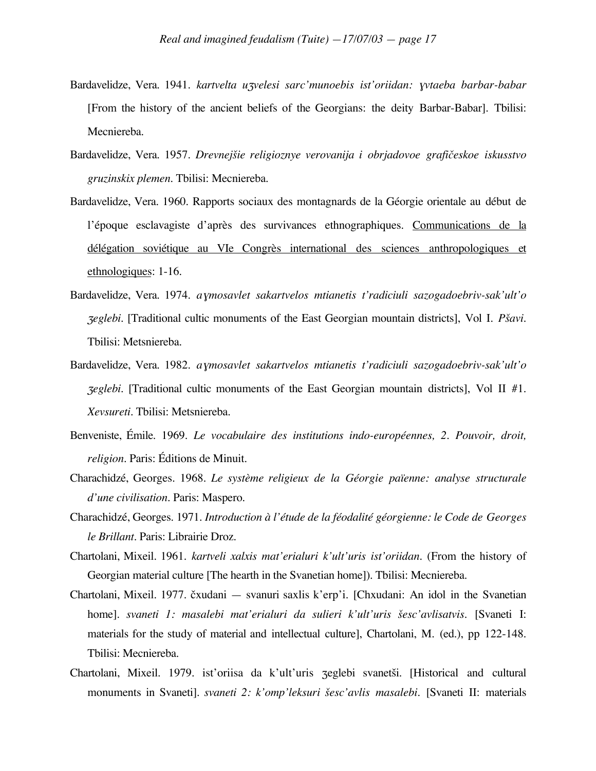Bardavelidze, Vera. 1941. *kartvelta uʒvelesi sarc'munoebis ist'oriidan: ɣvtaeba barbar-babar* [From the history of the ancient beliefs of the Georgians: the deity Barbar-Babar]. Tbilisi: Mecniereba.

Bardavelidze, Vera. 1957. *Drevnejšie religioznye verovanija i obrjadovoe grafičeskoe iskusstvo gruzinskix plemen*. Tbilisi: Mecniereba.

Bardavelidze, Vera. 1960. Rapports sociaux des montagnards de la Géorgie orientale au début de l'époque esclavagiste d'après des survivances ethnographiques. Communications de la délégation soviétique au VIe Congrès international des sciences anthropologiques et ethnologiques: 1-16.

Bardavelidze, Vera. 1974. *aɣmosavlet sakartvelos mtianetis t'radiciuli sazogadoebriv-sak'ult'o ʒeglebi*. [Traditional cultic monuments of the East Georgian mountain districts], Vol I. *Pšavi*. Tbilisi: Metsniereba.

Bardavelidze, Vera. 1982. *aɣmosavlet sakartvelos mtianetis t'radiciuli sazogadoebriv-sak'ult'o ʒeglebi*. [Traditional cultic monuments of the East Georgian mountain districts], Vol II #1. *Xevsureti*. Tbilisi: Metsniereba.

Benveniste, Émile. 1969. *Le vocabulaire des institutions indo-européennes, 2. Pouvoir, droit, religion*. Paris: Éditions de Minuit.

Charachidzé, Georges. 1968. *Le système religieux de la Géorgie païenne: analyse structurale d'une civilisation*. Paris: Maspero.

Charachidzé, Georges. 1971. *Introduction à l'étude de la féodalité géorgienne: le Code de Georges le Brillant*. Paris: Librairie Droz.

Chartolani, Mixeil. 1961. *kartveli xalxis mat'erialuri k'ult'uris ist'oriidan*. (From the history of Georgian material culture [The hearth in the Svanetian home]). Tbilisi: Mecniereba.

Chartolani, Mixeil. 1977. čxudani — svanuri saxlis k'erp'i. [Chxudani: An idol in the Svanetian home]. *svaneti 1: masalebi mat'erialuri da sulieri k'ult'uris šesc'avlisatvis*. [Svaneti I: materials for the study of material and intellectual culture], Chartolani, M. (ed.), pp 122-148. Tbilisi: Mecniereba.

Chartolani, Mixeil. 1979. ist'oriisa da k'ult'uris ʒeglebi svanetši. [Historical and cultural monuments in Svaneti]. *svaneti 2: k'omp'leksuri šesc'avlis masalebi*. [Svaneti II: materials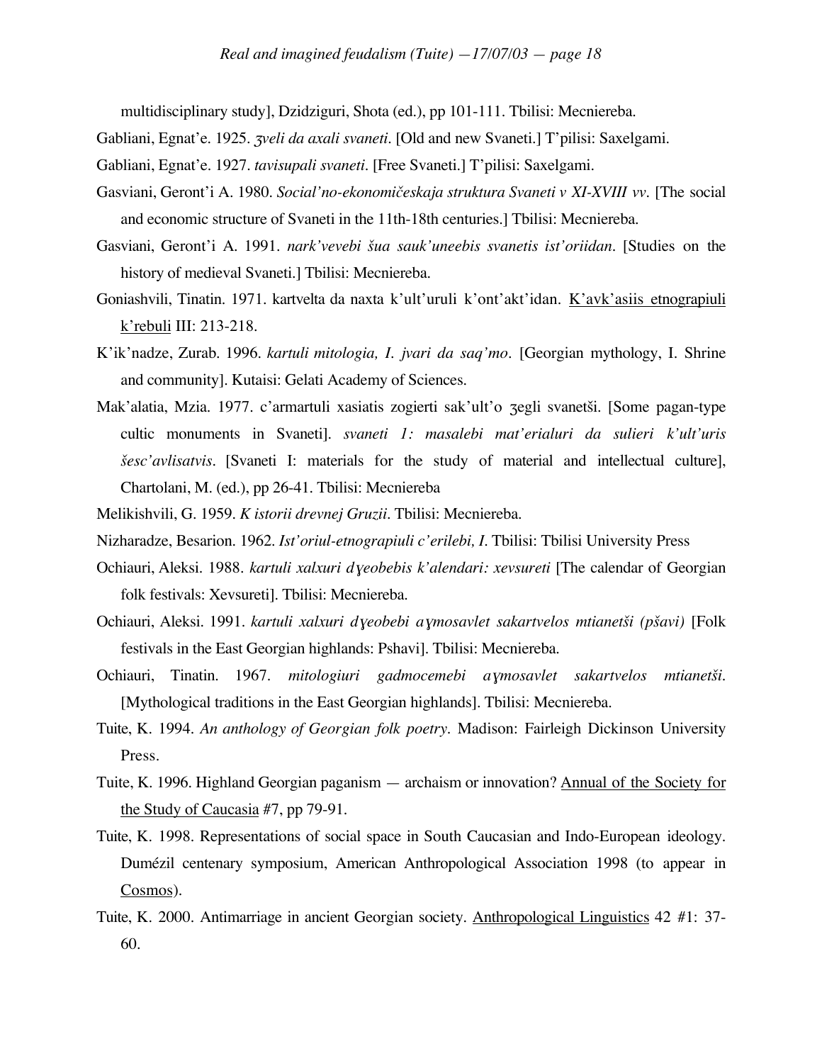multidisciplinary study], Dzidziguri, Shota (ed.), pp 101-111. Tbilisi: Mecniereba.

Gabliani, Egnat'e. 1925. *ʒveli da axali svaneti*. [Old and new Svaneti.] T'pilisi: Saxelgami.

Gabliani, Egnat'e. 1927. *tavisupali svaneti*. [Free Svaneti.] T'pilisi: Saxelgami.

Gasviani, Geront'i A. 1980. *Social'no-ekonomičeskaja struktura Svaneti v XI-XVIII vv*. [The social and economic structure of Svaneti in the 11th-18th centuries.] Tbilisi: Mecniereba.

Gasviani, Geront'i A. 1991. *nark'vevebi šua sauk'uneebis svanetis ist'oriidan*. [Studies on the history of medieval Svaneti.] Tbilisi: Mecniereba.

Goniashvili, Tinatin. 1971. kartvelta da naxta k'ult'uruli k'ont'akt'idan. <u>K'avk'asiis etnograpiuli k'rebuli</u> III: 213-218.

K'ik'nadze, Zurab. 1996. *kartuli mitologia, I. jvari da saq'mo*. [Georgian mythology, I. Shrine and community]. Kutaisi: Gelati Academy of Sciences.

Mak'alatia, Mzia. 1977. c'armartuli xasiatis zogierti sak'ult'o ʒegli svanetši. [Some pagan-type cultic monuments in Svaneti]. *svaneti 1: masalebi mat'erialuri da sulieri k'ult'uris šesc'avlisatvis*. [Svaneti I: materials for the study of material and intellectual culture], Chartolani, M. (ed.), pp 26-41. Tbilisi: Mecniereba

Melikishvili, G. 1959. *K istorii drevnej Gruzii*. Tbilisi: Mecniereba.

Nizharadze, Besarion. 1962. *Ist'oriul-etnograpiuli c'erilebi, I*. Tbilisi: Tbilisi University Press

Ochiauri, Aleksi. 1988. *kartuli xalxuri dɣeobebis k'alendari: xevsureti* [The calendar of Georgian folk festivals: Xevsureti]. Tbilisi: Mecniereba.

Ochiauri, Aleksi. 1991. *kartuli xalxuri dɣeobebi aɣmosavlet sakartvelos mtianetši (pšavi)* [Folk festivals in the East Georgian highlands: Pshavi]. Tbilisi: Mecniereba.

Ochiauri, Tinatin. 1967. *mitologiuri gadmocemebi aɣmosavlet sakartvelos mtianetši*. [Mythological traditions in the East Georgian highlands]. Tbilisi: Mecniereba.

Tuite, K. 1994. *An anthology of Georgian folk poetry*. Madison: Fairleigh Dickinson University Press.

Tuite, K. 1996. Highland Georgian paganism — archaism or innovation? <u>Annual of the Society for the Study of Caucasia</u> #7, pp 79-91.

Tuite, K. 1998. Representations of social space in South Caucasian and Indo-European ideology. Dumézil centenary symposium, American Anthropological Association 1998 (to appear in <u>Cosmos</u>).

Tuite, K. 2000. Antimarriage in ancient Georgian society. <u>Anthropological Linguistics</u> 42 #1: 37-60.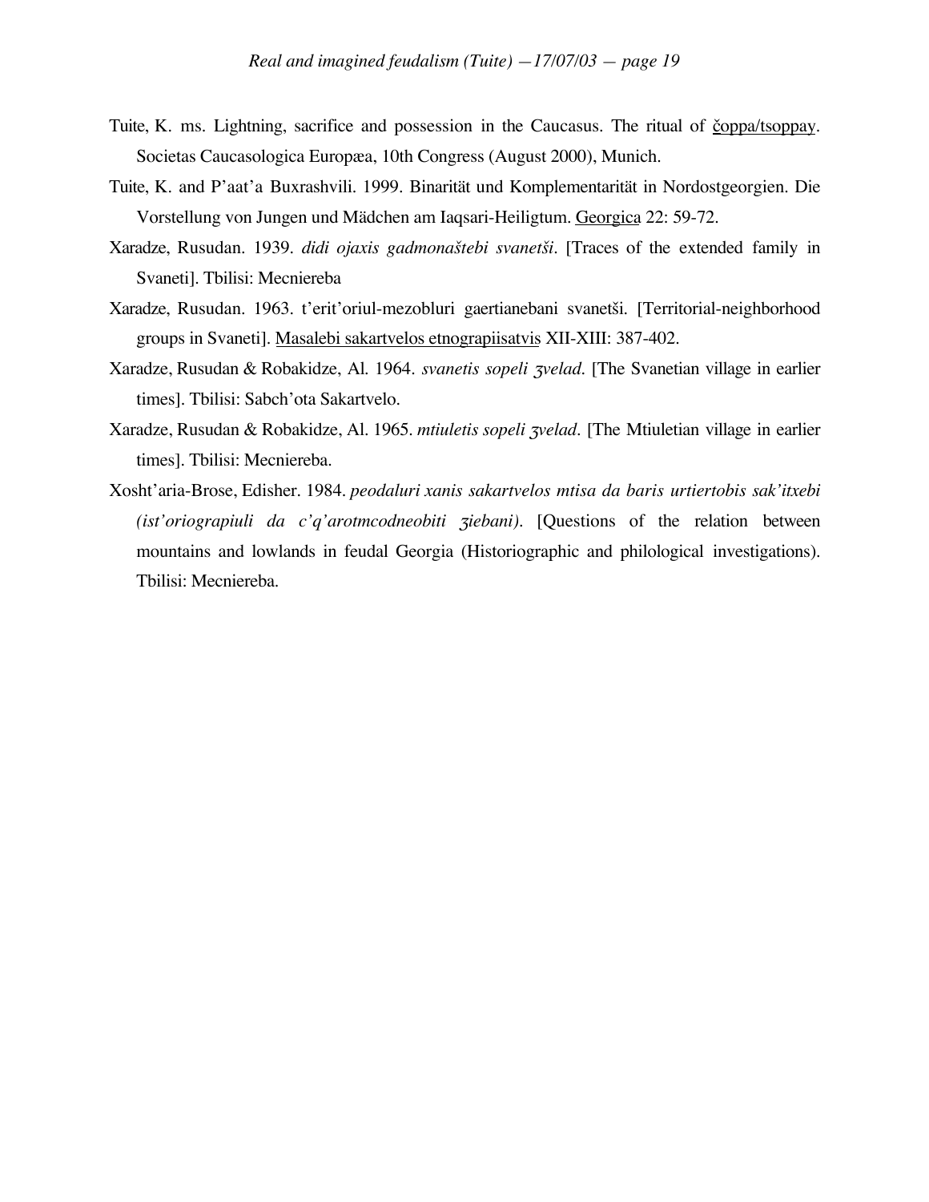Tuite, K. ms. Lightning, sacrifice and possession in the Caucasus. The ritual of <u>čoppa/tsoppay</u>. Societas Caucasologica Europæa, 10th Congress (August 2000), Munich.

Tuite, K. and P'aat'a Buxrashvili. 1999. Binarität und Komplementarität in Nordostgeorgien. Die Vorstellung von Jungen und Mädchen am Iaqsari-Heiligtum. <u>Georgica</u> 22: 59-72.

Xaradze, Rusudan. 1939. *didi ojaxis gadmonaštebi svanetši*. [Traces of the extended family in Svaneti]. Tbilisi: Mecniereba

Xaradze, Rusudan. 1963. t'erit'oriul-mezobluri gaertianebani svanetši. [Territorial-neighborhood groups in Svaneti]. <u>Masalebi sakartvelos etnograpiisatvis</u> XII-XIII: 387-402.

Xaradze, Rusudan & Robakidze, Al. 1964. *svanetis sopeli ʒvelad*. [The Svanetian village in earlier times]. Tbilisi: Sabch'ota Sakartvelo.

Xaradze, Rusudan & Robakidze, Al. 1965. *mtiuletis sopeli ʒvelad*. [The Mtiuletian village in earlier times]. Tbilisi: Mecniereba.

Xosht'aria-Brose, Edisher. 1984. *peodaluri xanis sakartvelos mtisa da baris urtiertobis sak'itxebi (ist'oriograpiuli da c'q'arotmcodneobiti ʒiebani)*. [Questions of the relation between mountains and lowlands in feudal Georgia (Historiographic and philological investigations). Tbilisi: Mecniereba.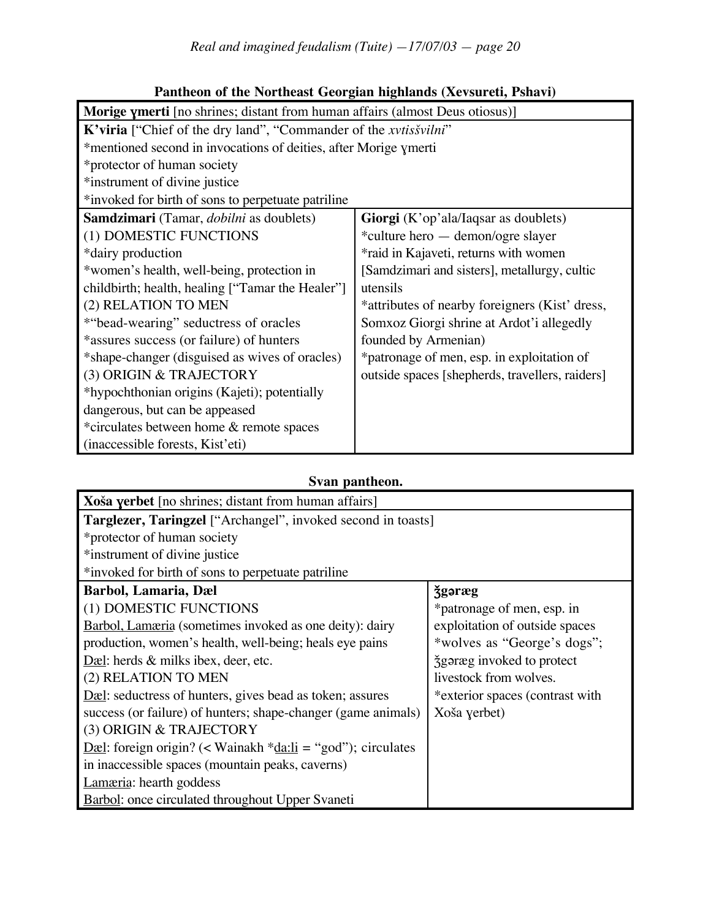**Pantheon of the Northeast Georgian highlands (Xevsureti, Pshavi)**

| | |
|---|---|
| **Morige ɣmerti** [no shrines; distant from human affairs (almost Deus otiosus)] | |
| **K'viria** ["Chief of the dry land", "Commander of the *xvtisšvilni*"<br>*mentioned second in invocations of deities, after Morige ɣmerti<br>*protector of human society<br>*instrument of divine justice<br>*invoked for birth of sons to perpetuate patriline | |
| **Samdzimari** (Tamar, *dobilni* as doublets)<br>(1) DOMESTIC FUNCTIONS<br>*dairy production<br>*women's health, well-being, protection in childbirth; health, healing ["Tamar the Healer"]<br>(2) RELATION TO MEN<br>*"bead-wearing" seductress of oracles<br>*assures success (or failure) of hunters<br>*shape-changer (disguised as wives of oracles)<br>(3) ORIGIN & TRAJECTORY<br>*hypochthonian origins (Kajeti); potentially dangerous, but can be appeased<br>*circulates between home & remote spaces (inaccessible forests, Kist'eti) | **Giorgi** (K'op'ala/Iaqsar as doublets)<br>*culture hero — demon/ogre slayer<br>*raid in Kajaveti, returns with women [Samdzimari and sisters], metallurgy, cultic utensils<br>*attributes of nearby foreigners (Kist' dress, Somxoz Giorgi shrine at Ardot'i allegedly founded by Armenian)<br>*patronage of men, esp. in exploitation of outside spaces [shepherds, travellers, raiders] |

**Svan pantheon.**

| | |
|---|---|
| **Xoša ɣerbet** [no shrines; distant from human affairs] | |
| **Targlezer, Taringzel** ["Archangel", invoked second in toasts]<br>*protector of human society<br>*instrument of divine justice<br>*invoked for birth of sons to perpetuate patriline | |
| **Barbol, Lamaria, Dæl**<br>(1) DOMESTIC FUNCTIONS<br><u>Barbol, Lamæria</u> (sometimes invoked as one deity): dairy production, women's health, well-being; heals eye pains<br><u>Dæl</u>: herds & milks ibex, deer, etc.<br>(2) RELATION TO MEN<br><u>Dæl</u>: seductress of hunters, gives bead as token; assures success (or failure) of hunters; shape-changer (game animals)<br>(3) ORIGIN & TRAJECTORY<br><u>Dæl</u>: foreign origin? (< Wainakh *<u>da:li</u> = "god"); circulates in inaccessible spaces (mountain peaks, caverns)<br><u>Lamæria</u>: hearth goddess<br><u>Barbol</u>: once circulated throughout Upper Svaneti | **ǯgəræg**<br>*patronage of men, esp. in exploitation of outside spaces<br>*wolves as "George's dogs"; ǯgəræg invoked to protect livestock from wolves.<br>*exterior spaces (contrast with Xoša ɣerbet) |